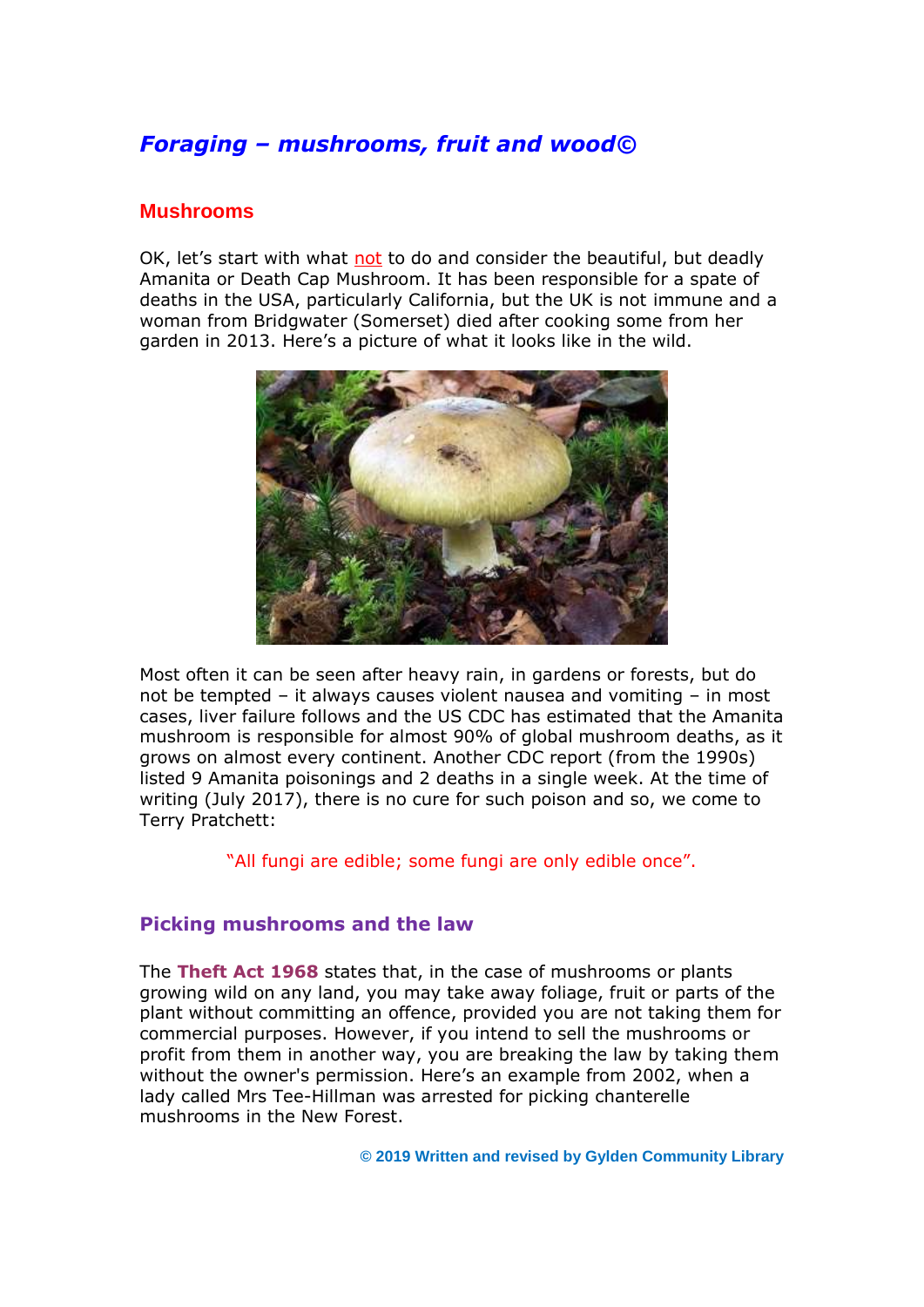# *Foraging – mushrooms, fruit and wood©*

## Mushrooms

OK, let's start with what not to do and consider the beautiful, but deadly Amanita or Death Cap Mushroom. It has been responsible for a spate of deaths in the USA, particularly California, but the UK is not immune and a woman from Bridgwater (Somerset) died after cooking some from her garden in 2013. Here's a picture of what it looks like in the wild.

Most often it can be seen after heavy rain, in gardens or forests, but do not be tempted – it always causes violent nausea and vomiting – in most cases, liver failure follows and the US CDC has estimated that the Amanita mushroom is responsible for almost 90% of global mushroom deaths, as it grows on almost every continent. Another CDC report (from the 1990s) listed 9 Amanita poisonings and 2 deaths in a single week. At the time of writing (July 2017), there is no cure for such poison and so, we come to Terry Pratchett:

"All fungi are edible; some fungi are only edible once".

## Picking mushrooms and the law

The **Theft Act 1968** states that, in the case of mushrooms or plants growing wild on any land, you may take away foliage, fruit or parts of the plant without committing an offence, provided you are not taking them for commercial purposes. However, if you intend to sell the mushrooms or profit from them in another way, you are breaking the law by taking them without the owner's permission. Here's an example from 2002, when a lady called Mrs Tee-Hillman was arrested for picking chanterelle mushrooms in the New Forest.

**© 2019 Written and revised by Gylden Community Library**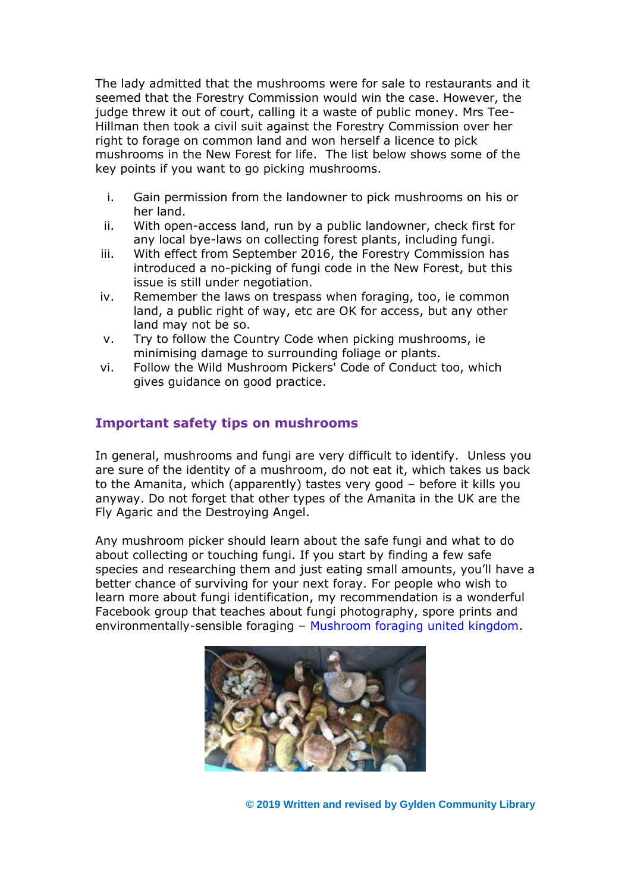The lady admitted that the mushrooms were for sale to restaurants and it seemed that the Forestry Commission would win the case. However, the judge threw it out of court, calling it a waste of public money. Mrs Tee-Hillman then took a civil suit against the Forestry Commission over her right to forage on common land and won herself a licence to pick mushrooms in the New Forest for life. The list below shows some of the key points if you want to go picking mushrooms.

i. Gain permission from the landowner to pick mushrooms on his or her land.
ii. With open-access land, run by a public landowner, check first for any local bye-laws on collecting forest plants, including fungi.
iii. With effect from September 2016, the Forestry Commission has introduced a no-picking of fungi code in the New Forest, but this issue is still under negotiation.
iv. Remember the laws on trespass when foraging, too, ie common land, a public right of way, etc are OK for access, but any other land may not be so.
v. Try to follow the Country Code when picking mushrooms, ie minimising damage to surrounding foliage or plants.
vi. Follow the Wild Mushroom Pickers' Code of Conduct too, which gives guidance on good practice.

## Important safety tips on mushrooms

In general, mushrooms and fungi are very difficult to identify. Unless you are sure of the identity of a mushroom, do not eat it, which takes us back to the Amanita, which (apparently) tastes very good – before it kills you anyway. Do not forget that other types of the Amanita in the UK are the Fly Agaric and the Destroying Angel.

Any mushroom picker should learn about the safe fungi and what to do about collecting or touching fungi. If you start by finding a few safe species and researching them and just eating small amounts, you'll have a better chance of surviving for your next foray. For people who wish to learn more about fungi identification, my recommendation is a wonderful Facebook group that teaches about fungi photography, spore prints and environmentally-sensible foraging – Mushroom foraging united kingdom.

**© 2019 Written and revised by Gylden Community Library**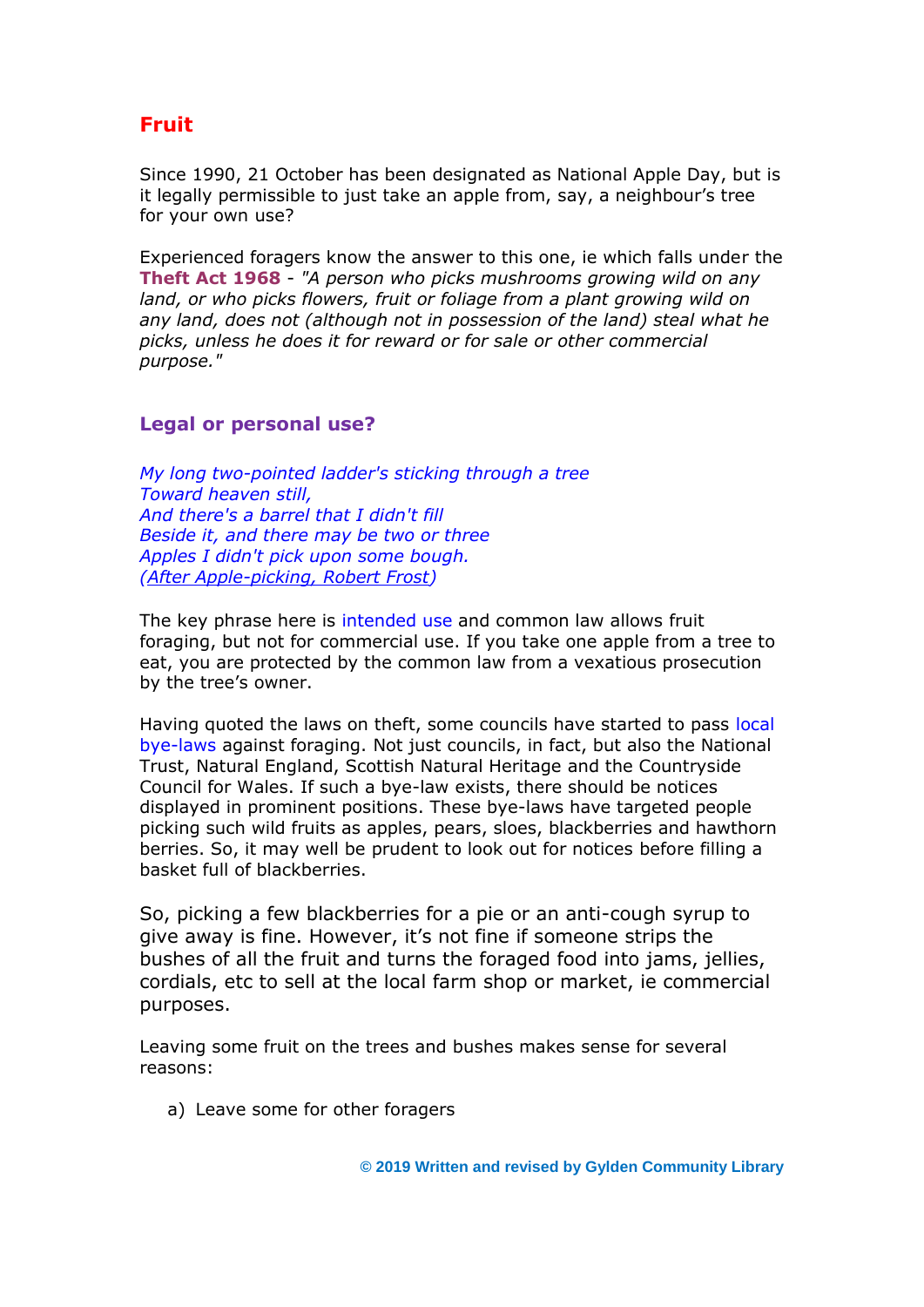## Fruit

Since 1990, 21 October has been designated as National Apple Day, but is it legally permissible to just take an apple from, say, a neighbour's tree for your own use?

Experienced foragers know the answer to this one, ie which falls under the **Theft Act 1968** - *"A person who picks mushrooms growing wild on any land, or who picks flowers, fruit or foliage from a plant growing wild on any land, does not (although not in possession of the land) steal what he picks, unless he does it for reward or for sale or other commercial purpose."*

### Legal or personal use?

*My long two-pointed ladder's sticking through a tree*
*Toward heaven still,*
*And there's a barrel that I didn't fill*
*Beside it, and there may be two or three*
*Apples I didn't pick upon some bough.*
*(After Apple-picking, Robert Frost)*

The key phrase here is intended use and common law allows fruit foraging, but not for commercial use. If you take one apple from a tree to eat, you are protected by the common law from a vexatious prosecution by the tree's owner.

Having quoted the laws on theft, some councils have started to pass local bye-laws against foraging. Not just councils, in fact, but also the National Trust, Natural England, Scottish Natural Heritage and the Countryside Council for Wales. If such a bye-law exists, there should be notices displayed in prominent positions. These bye-laws have targeted people picking such wild fruits as apples, pears, sloes, blackberries and hawthorn berries. So, it may well be prudent to look out for notices before filling a basket full of blackberries.

So, picking a few blackberries for a pie or an anti-cough syrup to give away is fine. However, it's not fine if someone strips the bushes of all the fruit and turns the foraged food into jams, jellies, cordials, etc to sell at the local farm shop or market, ie commercial purposes.

Leaving some fruit on the trees and bushes makes sense for several reasons:

a) Leave some for other foragers

**© 2019 Written and revised by Gylden Community Library**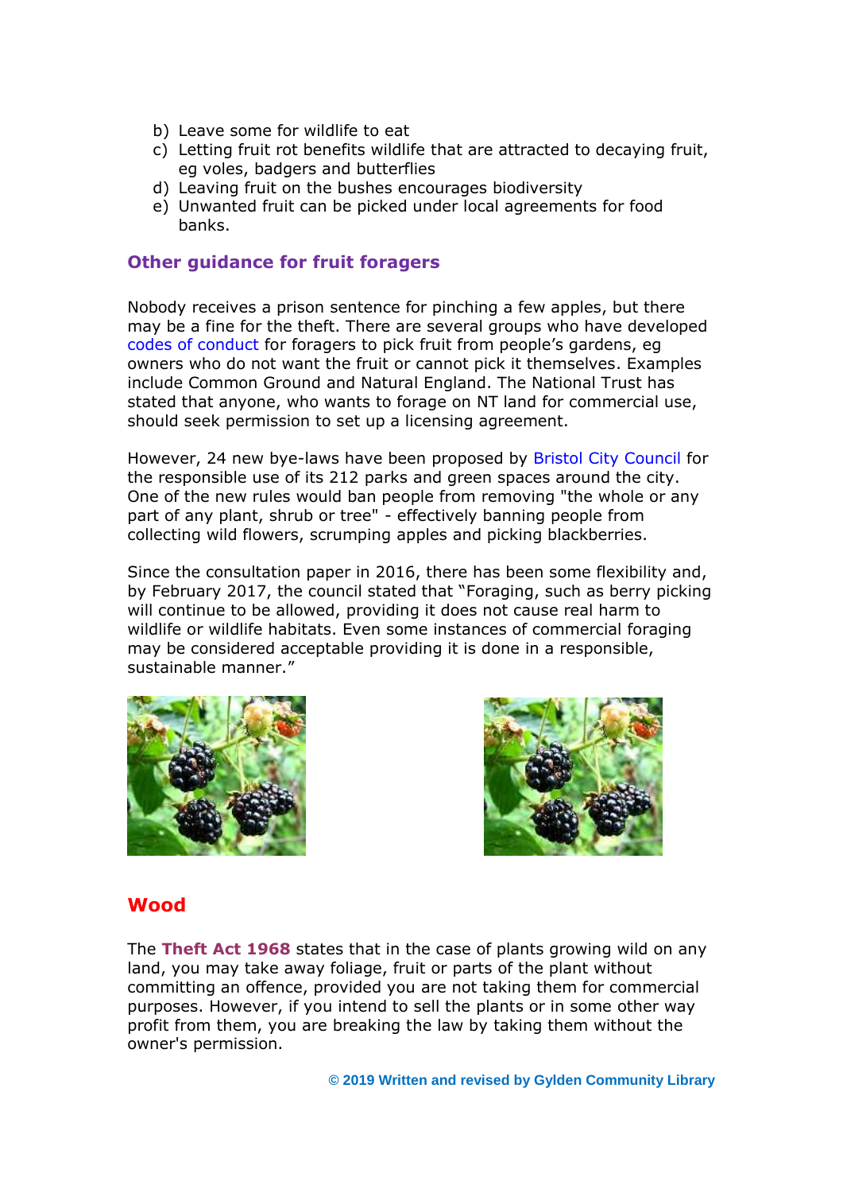b) Leave some for wildlife to eat
c) Letting fruit rot benefits wildlife that are attracted to decaying fruit, eg voles, badgers and butterflies
d) Leaving fruit on the bushes encourages biodiversity
e) Unwanted fruit can be picked under local agreements for food banks.

### Other guidance for fruit foragers

Nobody receives a prison sentence for pinching a few apples, but there may be a fine for the theft. There are several groups who have developed codes of conduct for foragers to pick fruit from people's gardens, eg owners who do not want the fruit or cannot pick it themselves. Examples include Common Ground and Natural England. The National Trust has stated that anyone, who wants to forage on NT land for commercial use, should seek permission to set up a licensing agreement.

However, 24 new bye-laws have been proposed by Bristol City Council for the responsible use of its 212 parks and green spaces around the city. One of the new rules would ban people from removing "the whole or any part of any plant, shrub or tree" - effectively banning people from collecting wild flowers, scrumping apples and picking blackberries.

Since the consultation paper in 2016, there has been some flexibility and, by February 2017, the council stated that "Foraging, such as berry picking will continue to be allowed, providing it does not cause real harm to wildlife or wildlife habitats. Even some instances of commercial foraging may be considered acceptable providing it is done in a responsible, sustainable manner."

## Wood

The **Theft Act 1968** states that in the case of plants growing wild on any land, you may take away foliage, fruit or parts of the plant without committing an offence, provided you are not taking them for commercial purposes. However, if you intend to sell the plants or in some other way profit from them, you are breaking the law by taking them without the owner's permission.

**© 2019 Written and revised by Gylden Community Library**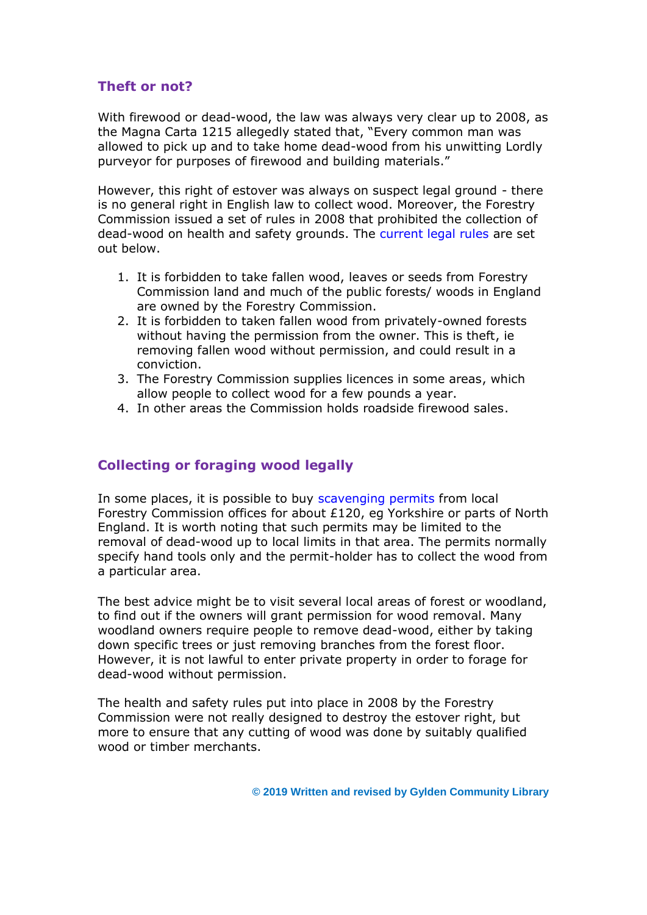## Theft or not?

With firewood or dead-wood, the law was always very clear up to 2008, as the Magna Carta 1215 allegedly stated that, "Every common man was allowed to pick up and to take home dead-wood from his unwitting Lordly purveyor for purposes of firewood and building materials."

However, this right of estover was always on suspect legal ground - there is no general right in English law to collect wood. Moreover, the Forestry Commission issued a set of rules in 2008 that prohibited the collection of dead-wood on health and safety grounds. The current legal rules are set out below.

1. It is forbidden to take fallen wood, leaves or seeds from Forestry Commission land and much of the public forests/ woods in England are owned by the Forestry Commission.
2. It is forbidden to taken fallen wood from privately-owned forests without having the permission from the owner. This is theft, ie removing fallen wood without permission, and could result in a conviction.
3. The Forestry Commission supplies licences in some areas, which allow people to collect wood for a few pounds a year.
4. In other areas the Commission holds roadside firewood sales.

## Collecting or foraging wood legally

In some places, it is possible to buy scavenging permits from local Forestry Commission offices for about £120, eg Yorkshire or parts of North England. It is worth noting that such permits may be limited to the removal of dead-wood up to local limits in that area. The permits normally specify hand tools only and the permit-holder has to collect the wood from a particular area.

The best advice might be to visit several local areas of forest or woodland, to find out if the owners will grant permission for wood removal. Many woodland owners require people to remove dead-wood, either by taking down specific trees or just removing branches from the forest floor. However, it is not lawful to enter private property in order to forage for dead-wood without permission.

The health and safety rules put into place in 2008 by the Forestry Commission were not really designed to destroy the estover right, but more to ensure that any cutting of wood was done by suitably qualified wood or timber merchants.

**© 2019 Written and revised by Gylden Community Library**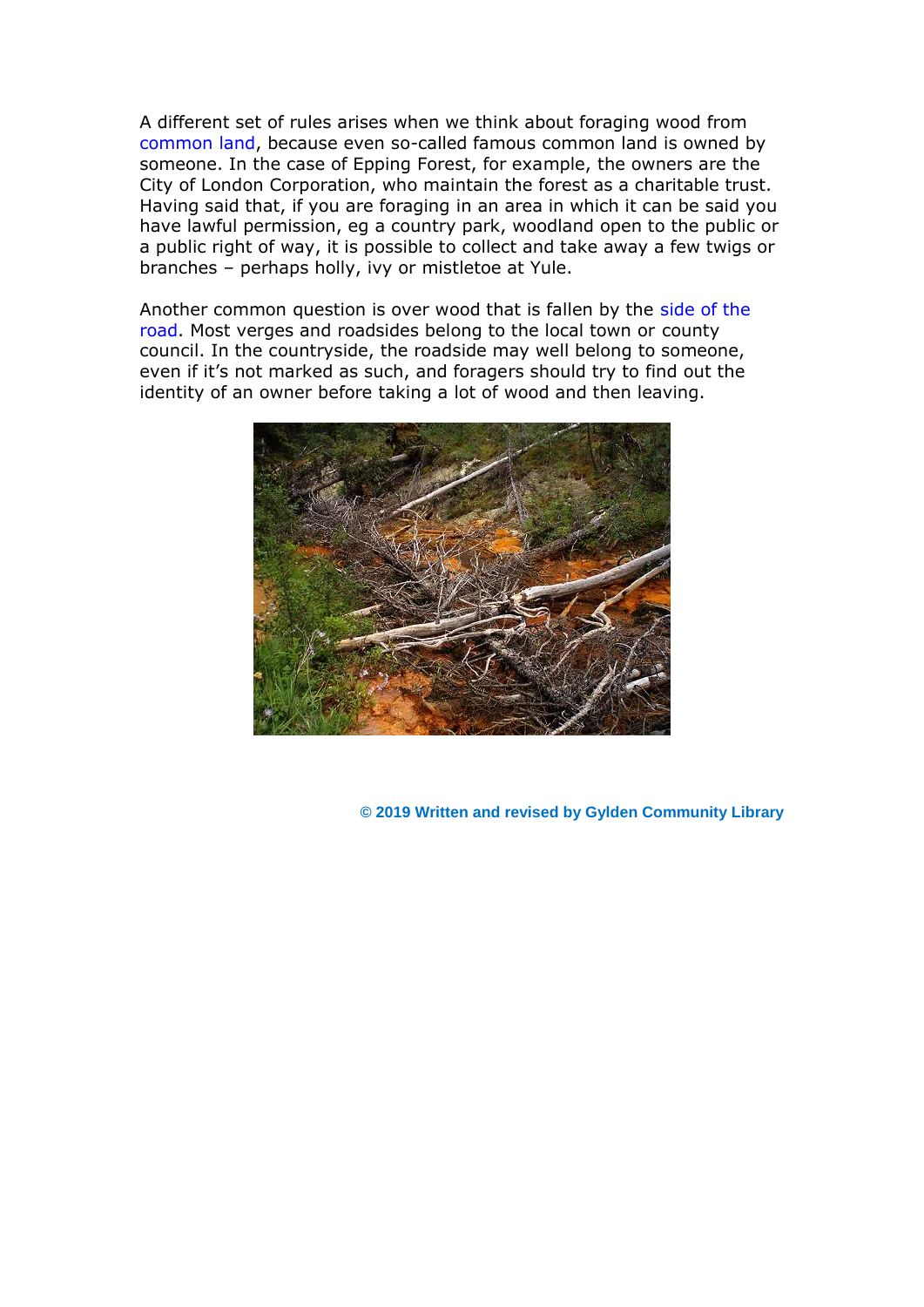A different set of rules arises when we think about foraging wood from common land, because even so-called famous common land is owned by someone. In the case of Epping Forest, for example, the owners are the City of London Corporation, who maintain the forest as a charitable trust. Having said that, if you are foraging in an area in which it can be said you have lawful permission, eg a country park, woodland open to the public or a public right of way, it is possible to collect and take away a few twigs or branches – perhaps holly, ivy or mistletoe at Yule.

Another common question is over wood that is fallen by the side of the road. Most verges and roadsides belong to the local town or county council. In the countryside, the roadside may well belong to someone, even if it's not marked as such, and foragers should try to find out the identity of an owner before taking a lot of wood and then leaving.

**© 2019 Written and revised by Gylden Community Library**